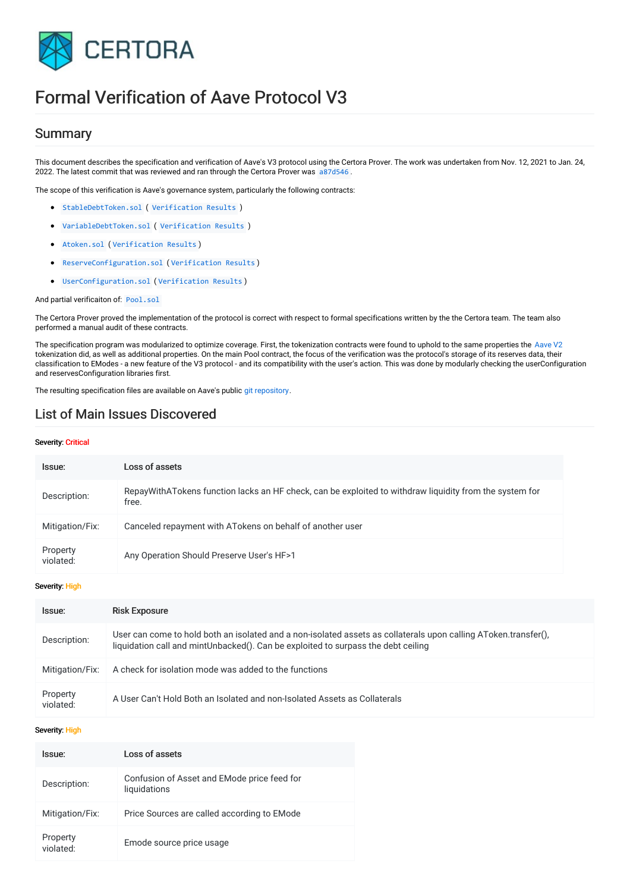# Formal Verification of Aave Protocol V3

## Summary

This document describes the specification and verification of Aave's V3 protocol using the Certora Prover. The work was undertaken from Nov. 12, 2021 to Jan. 24, 2022. The latest commit that was reviewed and ran through the Certora Prover was `a87d546`.

The scope of this verification is Aave's governance system, particularly the following contracts:

- `StableDebtToken.sol` ( `Verification Results` )
- `VariableDebtToken.sol` ( `Verification Results` )
- `Atoken.sol` (`Verification Results`)
- `ReserveConfiguration.sol` (`Verification Results`)
- `UserConfiguration.sol` (`Verification Results`)

And partial verificaiton of: `Pool.sol`

The Certora Prover proved the implementation of the protocol is correct with respect to formal specifications written by the the Certora team. The team also performed a manual audit of these contracts.

The specification program was modularized to optimize coverage. First, the tokenization contracts were found to uphold to the same properties the Aave V2 tokenization did, as well as additional properties. On the main Pool contract, the focus of the verification was the protocol's storage of its reserves data, their classification to EModes - a new feature of the V3 protocol - and its compatibility with the user's action. This was done by modularly checking the userConfiguration and reservesConfiguration libraries first.

The resulting specification files are available on Aave's public git repository.

## List of Main Issues Discovered

**Severity:** Critical

| Issue: | Loss of assets |
|---|---|
| Description: | RepayWithATokens function lacks an HF check, can be exploited to withdraw liquidity from the system for free. |
| Mitigation/Fix: | Canceled repayment with ATokens on behalf of another user |
| Property violated: | Any Operation Should Preserve User's HF>1 |

**Severity:** High

| Issue: | Risk Exposure |
|---|---|
| Description: | User can come to hold both an isolated and a non-isolated assets as collaterals upon calling AToken.transfer(), liquidation call and mintUnbacked(). Can be exploited to surpass the debt ceiling |
| Mitigation/Fix: | A check for isolation mode was added to the functions |
| Property violated: | A User Can't Hold Both an Isolated and non-Isolated Assets as Collaterals |

**Severity:** High

| Issue: | Loss of assets |
|---|---|
| Description: | Confusion of Asset and EMode price feed for liquidations |
| Mitigation/Fix: | Price Sources are called according to EMode |
| Property violated: | Emode source price usage |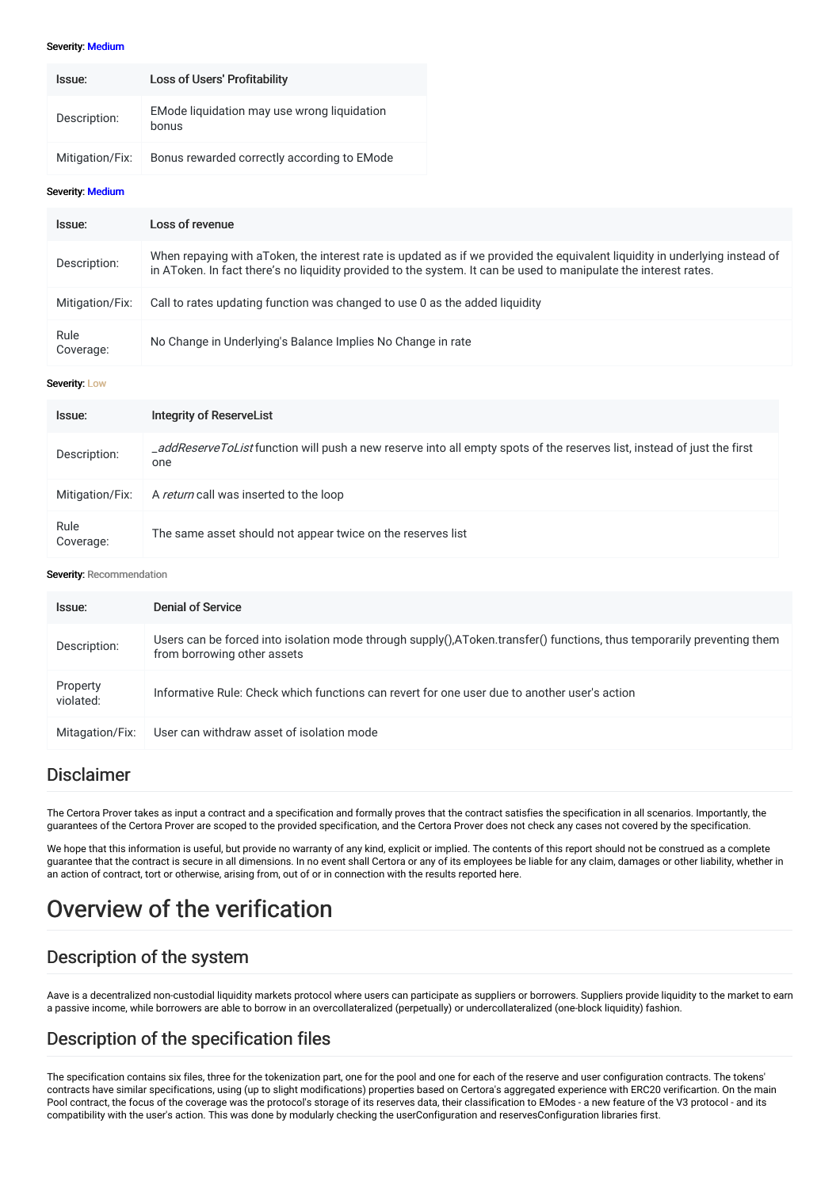Severity: Medium

| Issue: | Loss of Users' Profitability |
| --- | --- |
| Description: | EMode liquidation may use wrong liquidation bonus |
| Mitigation/Fix: | Bonus rewarded correctly according to EMode |

Severity: Medium

| Issue: | Loss of revenue |
| --- | --- |
| Description: | When repaying with aToken, the interest rate is updated as if we provided the equivalent liquidity in underlying instead of in AToken. In fact there's no liquidity provided to the system. It can be used to manipulate the interest rates. |
| Mitigation/Fix: | Call to rates updating function was changed to use 0 as the added liquidity |
| Rule Coverage: | No Change in Underlying's Balance Implies No Change in rate |

Severity: Low

| Issue: | Integrity of ReserveList |
| --- | --- |
| Description: | *_addReserveToList* function will push a new reserve into all empty spots of the reserves list, instead of just the first one |
| Mitigation/Fix: | A *return* call was inserted to the loop |
| Rule Coverage: | The same asset should not appear twice on the reserves list |

Severity: Recommendation

| Issue: | Denial of Service |
| --- | --- |
| Description: | Users can be forced into isolation mode through supply(),AToken.transfer() functions, thus temporarily preventing them from borrowing other assets |
| Property violated: | Informative Rule: Check which functions can revert for one user due to another user's action |
| Mitagation/Fix: | User can withdraw asset of isolation mode |

## Disclaimer

The Certora Prover takes as input a contract and a specification and formally proves that the contract satisfies the specification in all scenarios. Importantly, the guarantees of the Certora Prover are scoped to the provided specification, and the Certora Prover does not check any cases not covered by the specification.

We hope that this information is useful, but provide no warranty of any kind, explicit or implied. The contents of this report should not be construed as a complete guarantee that the contract is secure in all dimensions. In no event shall Certora or any of its employees be liable for any claim, damages or other liability, whether in an action of contract, tort or otherwise, arising from, out of or in connection with the results reported here.

# Overview of the verification

## Description of the system

Aave is a decentralized non-custodial liquidity markets protocol where users can participate as suppliers or borrowers. Suppliers provide liquidity to the market to earn a passive income, while borrowers are able to borrow in an overcollateralized (perpetually) or undercollateralized (one-block liquidity) fashion.

## Description of the specification files

The specification contains six files, three for the tokenization part, one for the pool and one for each of the reserve and user configuration contracts. The tokens' contracts have similar specifications, using (up to slight modifications) properties based on Certora's aggregated experience with ERC20 verificartion. On the main Pool contract, the focus of the coverage was the protocol's storage of its reserves data, their classification to EModes - a new feature of the V3 protocol - and its compatibility with the user's action. This was done by modularly checking the userConfiguration and reservesConfiguration libraries first.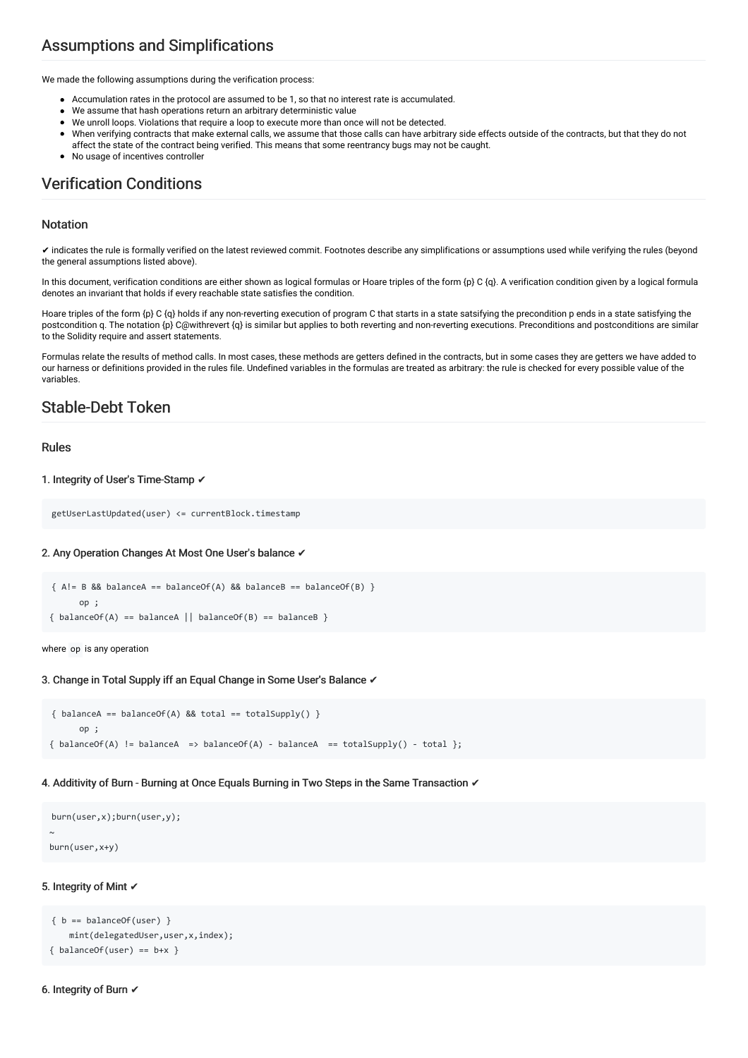## Assumptions and Simplifications

We made the following assumptions during the verification process:

- Accumulation rates in the protocol are assumed to be 1, so that no interest rate is accumulated.
- We assume that hash operations return an arbitrary deterministic value
- We unroll loops. Violations that require a loop to execute more than once will not be detected.
- When verifying contracts that make external calls, we assume that those calls can have arbitrary side effects outside of the contracts, but that they do not affect the state of the contract being verified. This means that some reentrancy bugs may not be caught.
- No usage of incentives controller

## Verification Conditions

### Notation

✔ indicates the rule is formally verified on the latest reviewed commit. Footnotes describe any simplifications or assumptions used while verifying the rules (beyond the general assumptions listed above).

In this document, verification conditions are either shown as logical formulas or Hoare triples of the form {p} C {q}. A verification condition given by a logical formula denotes an invariant that holds if every reachable state satisfies the condition.

Hoare triples of the form {p} C {q} holds if any non-reverting execution of program C that starts in a state satsifying the precondition p ends in a state satisfying the postcondition q. The notation {p} C@withrevert {q} is similar but applies to both reverting and non-reverting executions. Preconditions and postconditions are similar to the Solidity require and assert statements.

Formulas relate the results of method calls. In most cases, these methods are getters defined in the contracts, but in some cases they are getters we have added to our harness or definitions provided in the rules file. Undefined variables in the formulas are treated as arbitrary: the rule is checked for every possible value of the variables.

## Stable-Debt Token

### Rules

#### 1. Integrity of User's Time-Stamp ✔

```
getUserLastUpdated(user) <= currentBlock.timestamp
```

#### 2. Any Operation Changes At Most One User's balance ✔

```
 { A!= B && balanceA == balanceOf(A) && balanceB == balanceOf(B) }
      op ;
{ balanceOf(A) == balanceA || balanceOf(B) == balanceB }
```

where `op` is any operation

#### 3. Change in Total Supply iff an Equal Change in Some User's Balance ✔

```
 { balanceA == balanceOf(A) && total == totalSupply() }
      op ;
{ balanceOf(A) != balanceA  => balanceOf(A) - balanceA  == totalSupply() - total };
```

#### 4. Additivity of Burn - Burning at Once Equals Burning in Two Steps in the Same Transaction ✔

```
 burn(user,x);burn(user,y);
~
burn(user,x+y)
```

#### 5. Integrity of Mint ✔

```
 { b == balanceOf(user) }
    mint(delegatedUser,user,x,index);
{ balanceOf(user) == b+x }
```

#### 6. Integrity of Burn ✔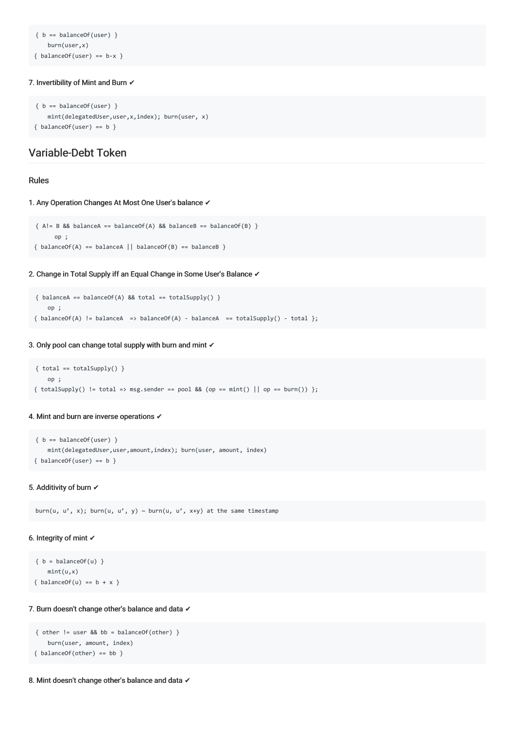```
{ b == balanceOf(user) }
    burn(user,x)
{ balanceOf(user) == b-x }
```

#### 7. Invertibility of Mint and Burn ✔

```
{ b == balanceOf(user) }
    mint(delegatedUser,user,x,index); burn(user, x)
{ balanceOf(user) == b }
```

## Variable-Debt Token

### Rules

#### 1. Any Operation Changes At Most One User's balance ✔

```
{ A!= B && balanceA == balanceOf(A) && balanceB == balanceOf(B) }
      op ;
{ balanceOf(A) == balanceA || balanceOf(B) == balanceB }
```

#### 2. Change in Total Supply iff an Equal Change in Some User's Balance ✔

```
{ balanceA == balanceOf(A) && total == totalSupply() }
    op ;
{ balanceOf(A) != balanceA  => balanceOf(A) - balanceA  == totalSupply() - total };
```

#### 3. Only pool can change total supply with burn and mint ✔

```
{ total == totalSupply() }
    op ;
{ totalSupply() != total => msg.sender == pool && (op == mint() || op == burn()) };
```

#### 4. Mint and burn are inverse operations ✔

```
{ b == balanceOf(user) }
    mint(delegatedUser,user,amount,index); burn(user, amount, index)
{ balanceOf(user) == b }
```

#### 5. Additivity of burn ✔

```
burn(u, u', x); burn(u, u', y) ~ burn(u, u', x+y) at the same timestamp
```

#### 6. Integrity of mint ✔

```
{ b = balanceOf(u) }
    mint(u,x)
{ balanceOf(u) == b + x }
```

#### 7. Burn doesn't change other's balance and data ✔

```
{ other != user && bb = balanceOf(other) }
    burn(user, amount, index)
{ balanceOf(other) == bb }
```

#### 8. Mint doesn't change other's balance and data ✔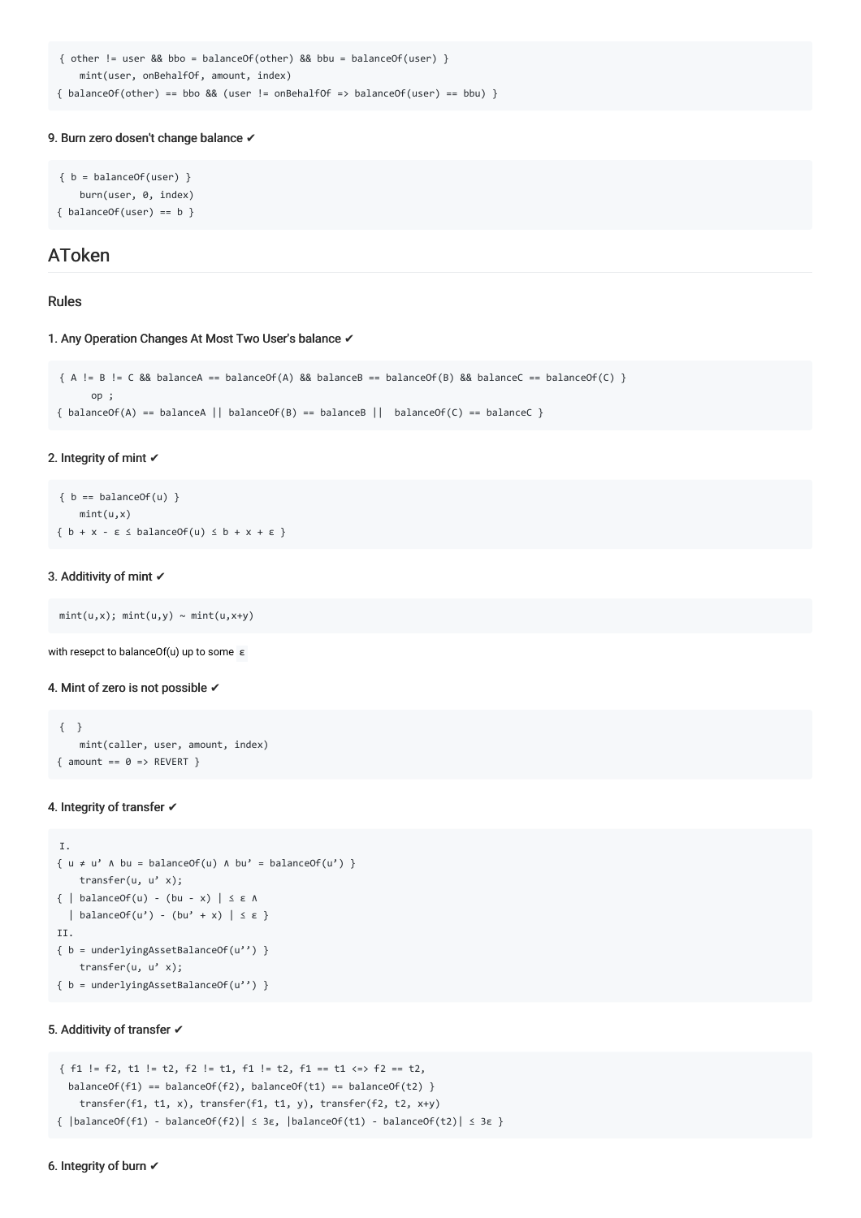```
{ other != user && bbo = balanceOf(other) && bbu = balanceOf(user) }
    mint(user, onBehalfOf, amount, index)
{ balanceOf(other) == bbo && (user != onBehalfOf => balanceOf(user) == bbu) }
```

#### 9. Burn zero dosen't change balance ✔

```
{ b = balanceOf(user) }
    burn(user, 0, index)
{ balanceOf(user) == b }
```

## AToken

### Rules

#### 1. Any Operation Changes At Most Two User's balance ✔

```
{ A != B != C && balanceA == balanceOf(A) && balanceB == balanceOf(B) && balanceC == balanceOf(C) }
      op ;
{ balanceOf(A) == balanceA || balanceOf(B) == balanceB ||  balanceOf(C) == balanceC }
```

#### 2. Integrity of mint ✔

```
{ b == balanceOf(u) }
    mint(u,x)
{ b + x - ε ≤ balanceOf(u) ≤ b + x + ε }
```

#### 3. Additivity of mint ✔

```
mint(u,x); mint(u,y) ~ mint(u,x+y)
```

with resepct to balanceOf(u) up to some `ε`

#### 4. Mint of zero is not possible ✔

```
{  }
    mint(caller, user, amount, index)
{ amount == 0 => REVERT }
```

#### 4. Integrity of transfer ✔

```
I.
{ u ≠ u’ ∧ bu = balanceOf(u) ∧ bu’ = balanceOf(u’) }
    transfer(u, u’ x);
{ | balanceOf(u) - (bu - x) | ≤ ε ∧
  | balanceOf(u’) - (bu’ + x) | ≤ ε }
II.
{ b = underlyingAssetBalanceOf(u’’) }
    transfer(u, u’ x);
{ b = underlyingAssetBalanceOf(u’’) }
```

#### 5. Additivity of transfer ✔

```
{ f1 != f2, t1 != t2, f2 != t1, f1 != t2, f1 == t1 <=> f2 == t2,
  balanceOf(f1) == balanceOf(f2), balanceOf(t1) == balanceOf(t2) }
    transfer(f1, t1, x), transfer(f1, t1, y), transfer(f2, t2, x+y)
{ |balanceOf(f1) - balanceOf(f2)| ≤ 3ε, |balanceOf(t1) - balanceOf(t2)| ≤ 3ε }
```

#### 6. Integrity of burn ✔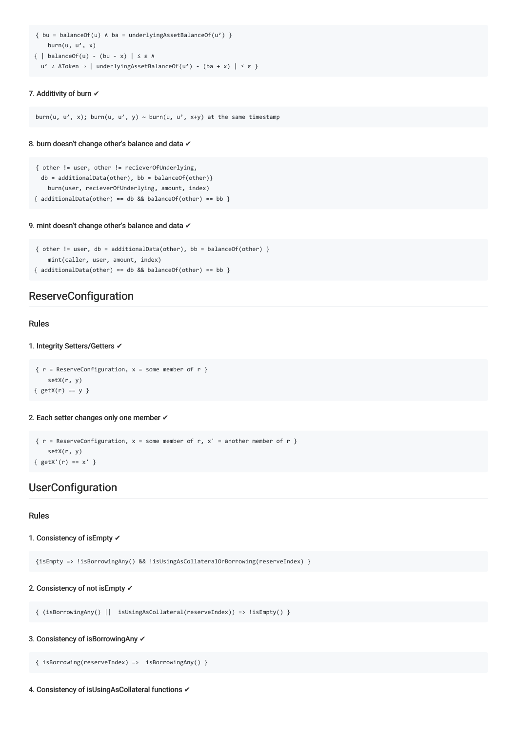```
{ bu = balanceOf(u) ∧ ba = underlyingAssetBalanceOf(u’) }
    burn(u, u’, x)
{ | balanceOf(u) - (bu - x) | ≤ ε ∧
  u’ ≠ AToken ⇒ | underlyingAssetBalanceOf(u’) - (ba + x) | ≤ ε }
```

#### 7. Additivity of burn ✔

```
burn(u, u’, x); burn(u, u’, y) ~ burn(u, u’, x+y) at the same timestamp
```

#### 8. burn doesn't change other's balance and data ✔

```
{ other != user, other != recieverOfUnderlying,
  db = additionalData(other), bb = balanceOf(other)}
    burn(user, recieverOfUnderlying, amount, index)
{ additionalData(other) == db && balanceOf(other) == bb }
```

#### 9. mint doesn't change other's balance and data ✔

```
{ other != user, db = additionalData(other), bb = balanceOf(other) }
    mint(caller, user, amount, index)
{ additionalData(other) == db && balanceOf(other) == bb }
```

## ReserveConfiguration

### Rules

#### 1. Integrity Setters/Getters ✔

```
{ r = ReserveConfiguration, x = some member of r }
    setX(r, y)
{ getX(r) == y }
```

#### 2. Each setter changes only one member ✔

```
{ r = ReserveConfiguration, x = some member of r, x' = another member of r }
    setX(r, y)
{ getX'(r) == x' }
```

## UserConfiguration

### Rules

#### 1. Consistency of isEmpty ✔

```
{isEmpty => !isBorrowingAny() && !isUsingAsCollateralOrBorrowing(reserveIndex) }
```

#### 2. Consistency of not isEmpty ✔

```
{ (isBorrowingAny() ||  isUsingAsCollateral(reserveIndex)) => !isEmpty() }
```

#### 3. Consistency of isBorrowingAny ✔

```
{ isBorrowing(reserveIndex) =>  isBorrowingAny() }
```

#### 4. Consistency of isUsingAsCollateral functions ✔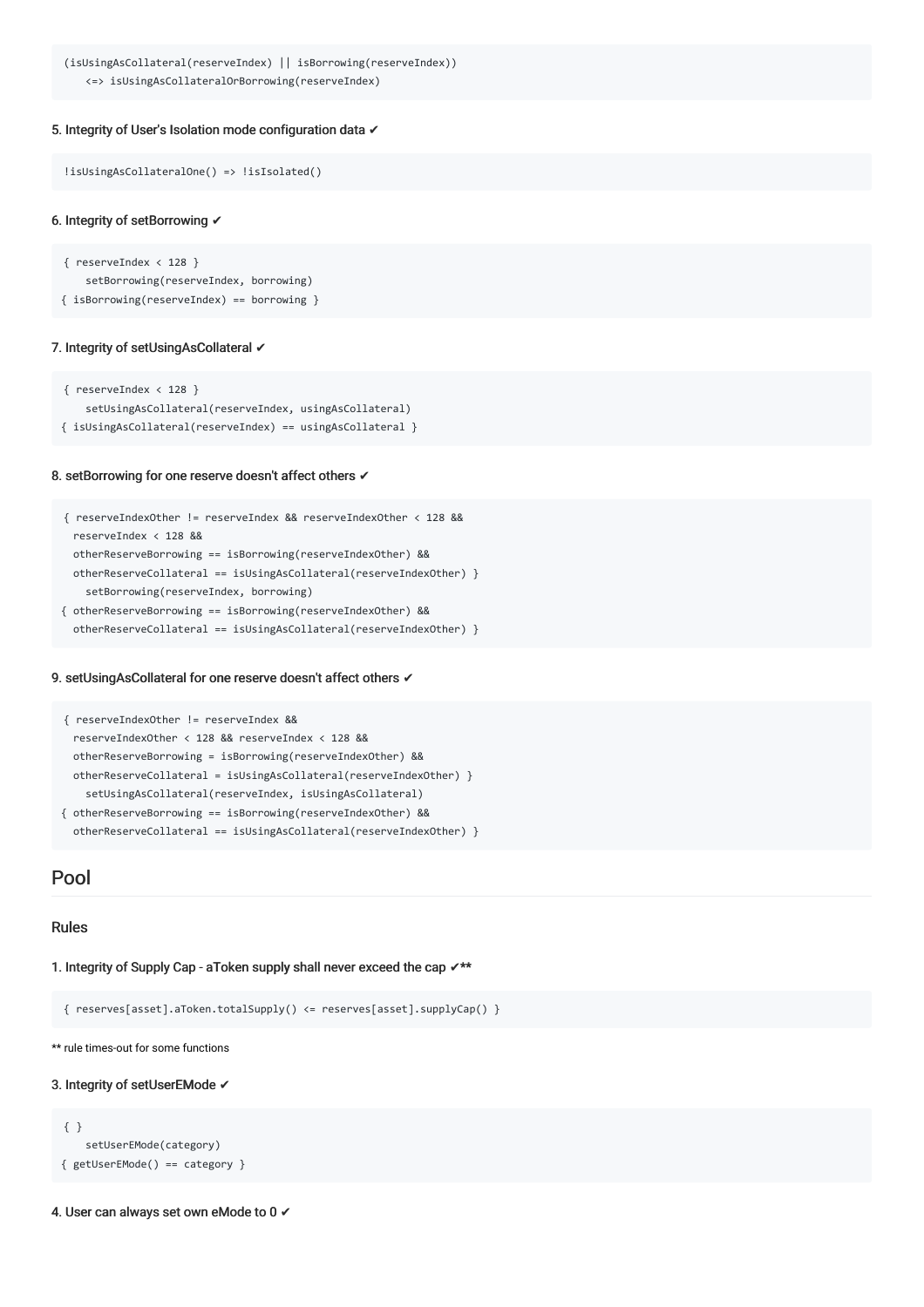```
(isUsingAsCollateral(reserveIndex) || isBorrowing(reserveIndex))
    <=> isUsingAsCollateralOrBorrowing(reserveIndex)
```

#### 5. Integrity of User's Isolation mode configuration data ✔

```
!isUsingAsCollateralOne() => !isIsolated()
```

#### 6. Integrity of setBorrowing ✔

```
 { reserveIndex < 128 }
    setBorrowing(reserveIndex, borrowing)
{ isBorrowing(reserveIndex) == borrowing }
```

#### 7. Integrity of setUsingAsCollateral ✔

```
 { reserveIndex < 128 }
    setUsingAsCollateral(reserveIndex, usingAsCollateral)
{ isUsingAsCollateral(reserveIndex) == usingAsCollateral }
```

#### 8. setBorrowing for one reserve doesn't affect others ✔

```
 { reserveIndexOther != reserveIndex && reserveIndexOther < 128 &&
  reserveIndex < 128 &&
  otherReserveBorrowing == isBorrowing(reserveIndexOther) &&
  otherReserveCollateral == isUsingAsCollateral(reserveIndexOther) }
    setBorrowing(reserveIndex, borrowing)
{ otherReserveBorrowing == isBorrowing(reserveIndexOther) &&
  otherReserveCollateral == isUsingAsCollateral(reserveIndexOther) }
```

#### 9. setUsingAsCollateral for one reserve doesn't affect others ✔

```
 { reserveIndexOther != reserveIndex &&
  reserveIndexOther < 128 && reserveIndex < 128 &&
  otherReserveBorrowing = isBorrowing(reserveIndexOther) &&
  otherReserveCollateral = isUsingAsCollateral(reserveIndexOther) }
    setUsingAsCollateral(reserveIndex, isUsingAsCollateral)
{ otherReserveBorrowing == isBorrowing(reserveIndexOther) &&
  otherReserveCollateral == isUsingAsCollateral(reserveIndexOther) }
```

## Pool

### Rules

#### 1. Integrity of Supply Cap - aToken supply shall never exceed the cap ✔**

```
 { reserves[asset].aToken.totalSupply() <= reserves[asset].supplyCap() }
```

** rule times-out for some functions

#### 3. Integrity of setUserEMode ✔

```
 { }
    setUserEMode(category)
{ getUserEMode() == category }
```

#### 4. User can always set own eMode to 0 ✔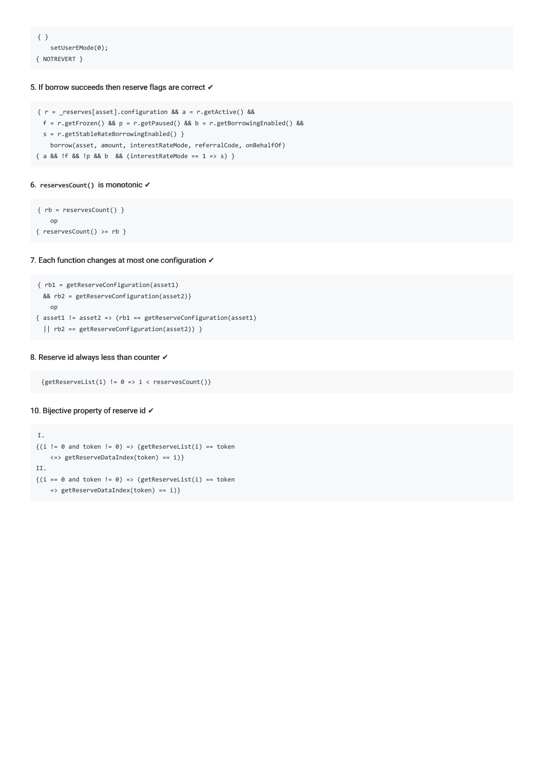```
{ }
    setUserEMode(0);
{ NOTREVERT }
```

### 5. If borrow succeeds then reserve flags are correct ✔

```
{ r = _reserves[asset].configuration && a = r.getActive() &&
  f = r.getFrozen() && p = r.getPaused() && b = r.getBorrowingEnabled() &&
  s = r.getStableRateBorrowingEnabled() }
    borrow(asset, amount, interestRateMode, referralCode, onBehalfOf)
{ a && !f && !p && b  && (interestRateMode == 1 => s) }
```

### 6. `reservesCount()` is monotonic ✔

```
{ rb = reservesCount() }
    op
{ reservesCount() >= rb }
```

### 7. Each function changes at most one configuration ✔

```
{ rb1 = getReserveConfiguration(asset1)
  && rb2 = getReserveConfiguration(asset2)}
    op
{ asset1 != asset2 => (rb1 == getReserveConfiguration(asset1)
  || rb2 == getReserveConfiguration(asset2)) }
```

### 8. Reserve id always less than counter ✔

```
 {getReserveList(i) != 0 => i < reservesCount()}
```

### 10. Bijective property of reserve id ✔

```
I.
{(i != 0 and token != 0) => (getReserveList(i) == token
    <=> getReserveDataIndex(token) == i)}
II.
{(i == 0 and token != 0) => (getReserveList(i) == token
    => getReserveDataIndex(token) == i)}
```